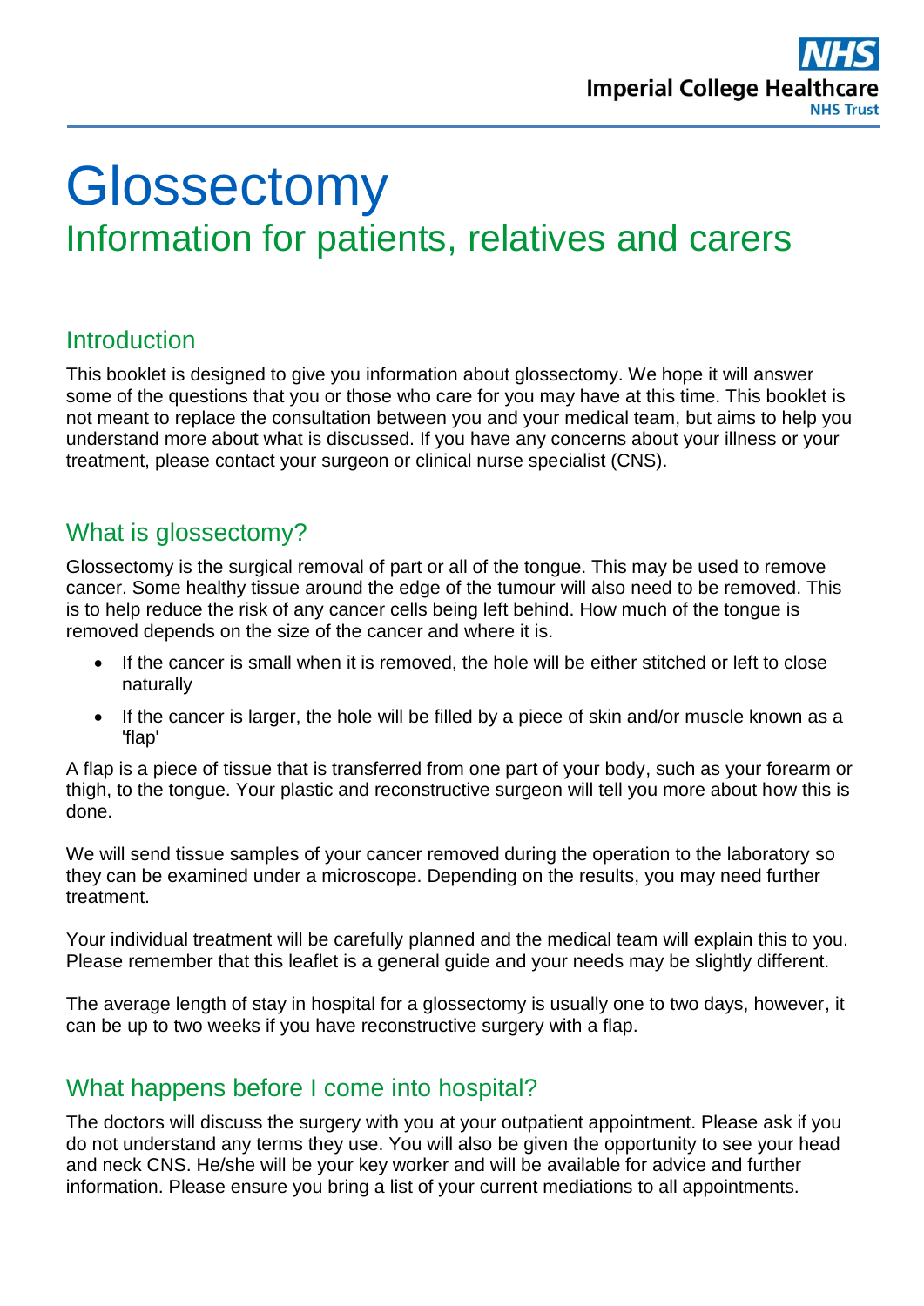# Glossectomy

## Information for patients, relatives and carers

### Introduction

This booklet is designed to give you information about glossectomy. We hope it will answer some of the questions that you or those who care for you may have at this time. This booklet is not meant to replace the consultation between you and your medical team, but aims to help you understand more about what is discussed. If you have any concerns about your illness or your treatment, please contact your surgeon or clinical nurse specialist (CNS).

### What is glossectomy?

Glossectomy is the surgical removal of part or all of the tongue. This may be used to remove cancer. Some healthy tissue around the edge of the tumour will also need to be removed. This is to help reduce the risk of any cancer cells being left behind. How much of the tongue is removed depends on the size of the cancer and where it is.

- If the cancer is small when it is removed, the hole will be either stitched or left to close naturally
- If the cancer is larger, the hole will be filled by a piece of skin and/or muscle known as a 'flap'

A flap is a piece of tissue that is transferred from one part of your body, such as your forearm or thigh, to the tongue. Your plastic and reconstructive surgeon will tell you more about how this is done.

We will send tissue samples of your cancer removed during the operation to the laboratory so they can be examined under a microscope. Depending on the results, you may need further treatment.

Your individual treatment will be carefully planned and the medical team will explain this to you. Please remember that this leaflet is a general guide and your needs may be slightly different.

The average length of stay in hospital for a glossectomy is usually one to two days, however, it can be up to two weeks if you have reconstructive surgery with a flap.

### What happens before I come into hospital?

The doctors will discuss the surgery with you at your outpatient appointment. Please ask if you do not understand any terms they use. You will also be given the opportunity to see your head and neck CNS. He/she will be your key worker and will be available for advice and further information. Please ensure you bring a list of your current mediations to all appointments.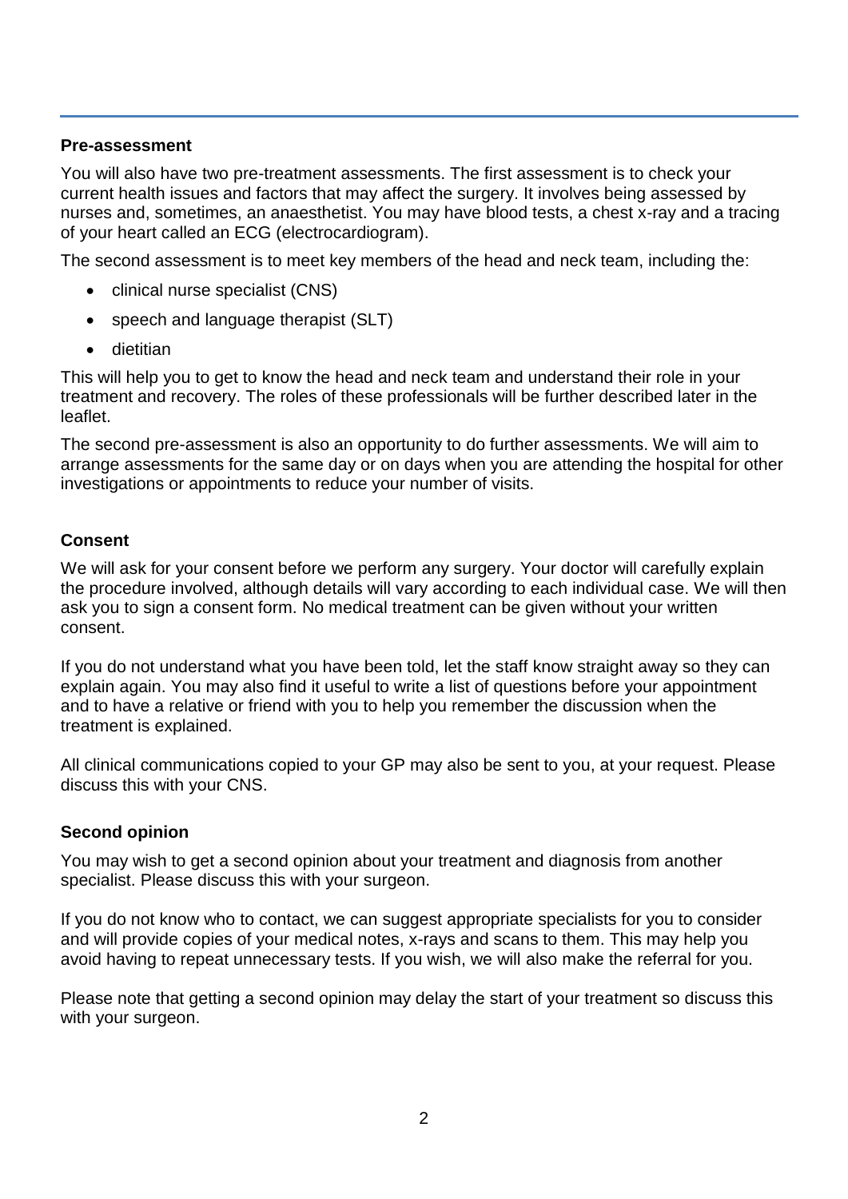**Pre-assessment**

You will also have two pre-treatment assessments. The first assessment is to check your current health issues and factors that may affect the surgery. It involves being assessed by nurses and, sometimes, an anaesthetist. You may have blood tests, a chest x-ray and a tracing of your heart called an ECG (electrocardiogram).

The second assessment is to meet key members of the head and neck team, including the:

- clinical nurse specialist (CNS)
- speech and language therapist (SLT)
- dietitian

This will help you to get to know the head and neck team and understand their role in your treatment and recovery. The roles of these professionals will be further described later in the leaflet.

The second pre-assessment is also an opportunity to do further assessments. We will aim to arrange assessments for the same day or on days when you are attending the hospital for other investigations or appointments to reduce your number of visits.

**Consent**

We will ask for your consent before we perform any surgery. Your doctor will carefully explain the procedure involved, although details will vary according to each individual case. We will then ask you to sign a consent form. No medical treatment can be given without your written consent.

If you do not understand what you have been told, let the staff know straight away so they can explain again. You may also find it useful to write a list of questions before your appointment and to have a relative or friend with you to help you remember the discussion when the treatment is explained.

All clinical communications copied to your GP may also be sent to you, at your request. Please discuss this with your CNS.

**Second opinion**

You may wish to get a second opinion about your treatment and diagnosis from another specialist. Please discuss this with your surgeon.

If you do not know who to contact, we can suggest appropriate specialists for you to consider and will provide copies of your medical notes, x-rays and scans to them. This may help you avoid having to repeat unnecessary tests. If you wish, we will also make the referral for you.

Please note that getting a second opinion may delay the start of your treatment so discuss this with your surgeon.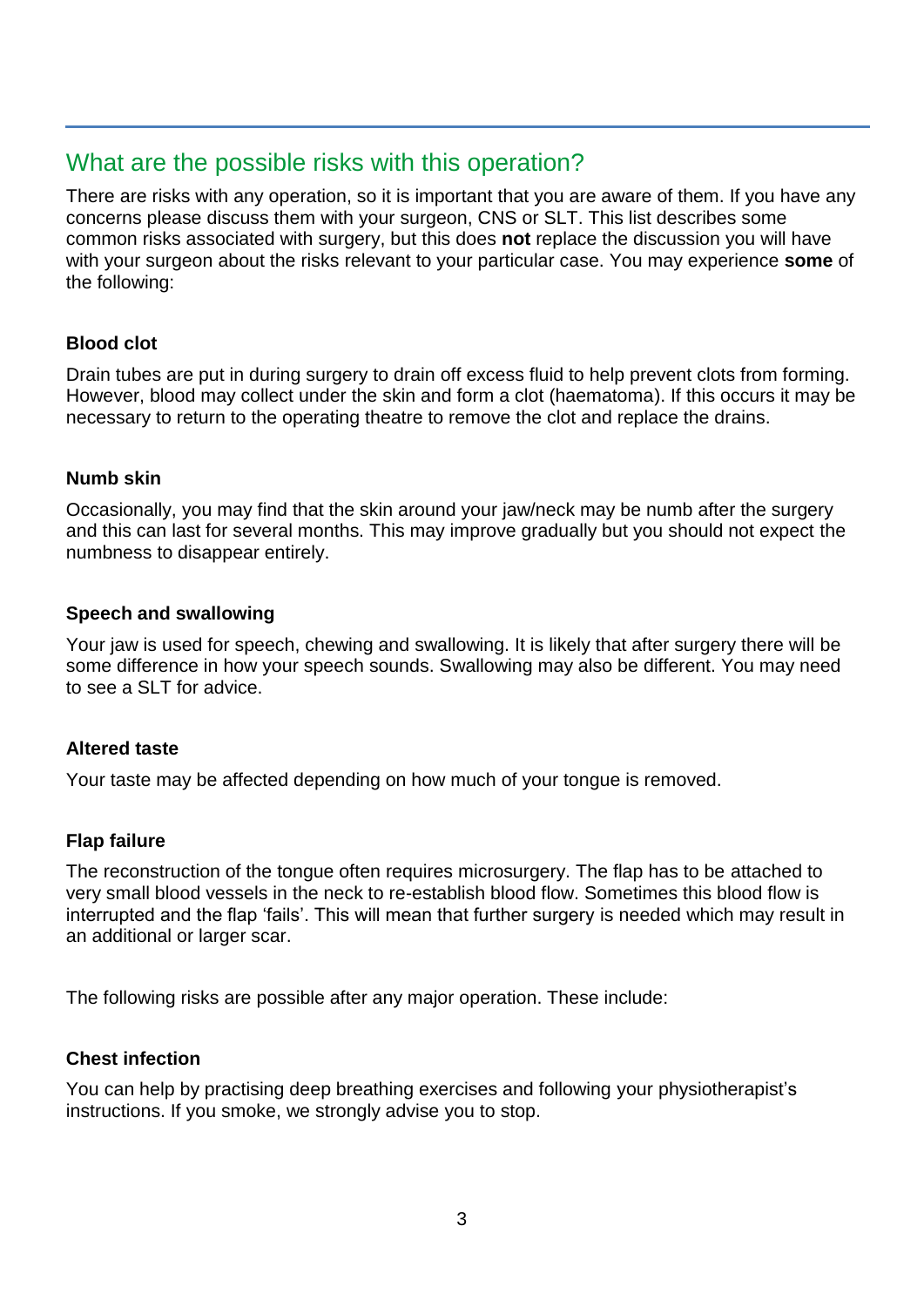## What are the possible risks with this operation?

There are risks with any operation, so it is important that you are aware of them. If you have any concerns please discuss them with your surgeon, CNS or SLT. This list describes some common risks associated with surgery, but this does **not** replace the discussion you will have with your surgeon about the risks relevant to your particular case. You may experience **some** of the following:

**Blood clot**

Drain tubes are put in during surgery to drain off excess fluid to help prevent clots from forming. However, blood may collect under the skin and form a clot (haematoma). If this occurs it may be necessary to return to the operating theatre to remove the clot and replace the drains.

**Numb skin**

Occasionally, you may find that the skin around your jaw/neck may be numb after the surgery and this can last for several months. This may improve gradually but you should not expect the numbness to disappear entirely.

**Speech and swallowing**

Your jaw is used for speech, chewing and swallowing. It is likely that after surgery there will be some difference in how your speech sounds. Swallowing may also be different. You may need to see a SLT for advice.

**Altered taste**

Your taste may be affected depending on how much of your tongue is removed.

**Flap failure**

The reconstruction of the tongue often requires microsurgery. The flap has to be attached to very small blood vessels in the neck to re-establish blood flow. Sometimes this blood flow is interrupted and the flap 'fails'. This will mean that further surgery is needed which may result in an additional or larger scar.

The following risks are possible after any major operation. These include:

**Chest infection**

You can help by practising deep breathing exercises and following your physiotherapist's instructions. If you smoke, we strongly advise you to stop.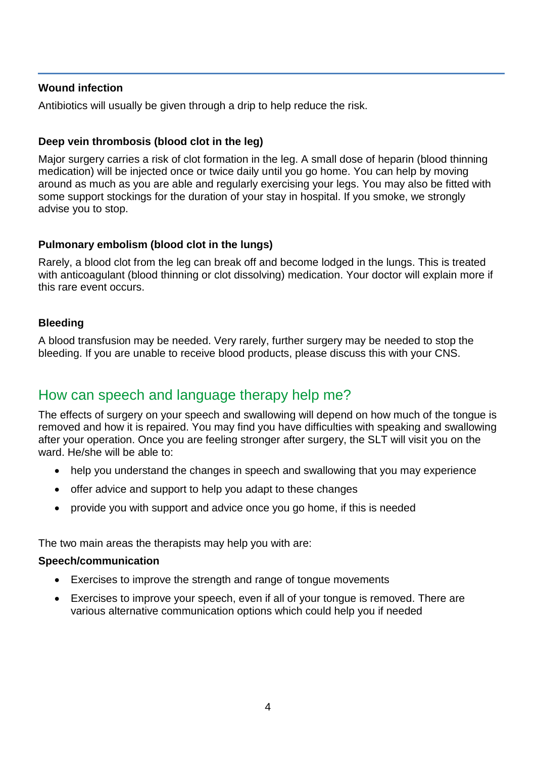**Wound infection**

Antibiotics will usually be given through a drip to help reduce the risk.

**Deep vein thrombosis (blood clot in the leg)**

Major surgery carries a risk of clot formation in the leg. A small dose of heparin (blood thinning medication) will be injected once or twice daily until you go home. You can help by moving around as much as you are able and regularly exercising your legs. You may also be fitted with some support stockings for the duration of your stay in hospital. If you smoke, we strongly advise you to stop.

**Pulmonary embolism (blood clot in the lungs)**

Rarely, a blood clot from the leg can break off and become lodged in the lungs. This is treated with anticoagulant (blood thinning or clot dissolving) medication. Your doctor will explain more if this rare event occurs.

**Bleeding**

A blood transfusion may be needed. Very rarely, further surgery may be needed to stop the bleeding. If you are unable to receive blood products, please discuss this with your CNS.

## How can speech and language therapy help me?

The effects of surgery on your speech and swallowing will depend on how much of the tongue is removed and how it is repaired. You may find you have difficulties with speaking and swallowing after your operation. Once you are feeling stronger after surgery, the SLT will visit you on the ward. He/she will be able to:

- help you understand the changes in speech and swallowing that you may experience
- offer advice and support to help you adapt to these changes
- provide you with support and advice once you go home, if this is needed

The two main areas the therapists may help you with are:

**Speech/communication**

- Exercises to improve the strength and range of tongue movements
- Exercises to improve your speech, even if all of your tongue is removed. There are various alternative communication options which could help you if needed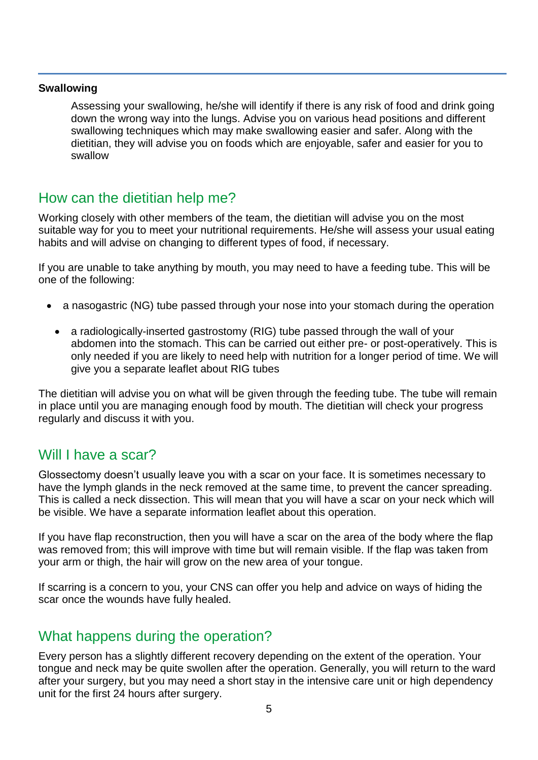**Swallowing**

Assessing your swallowing, he/she will identify if there is any risk of food and drink going down the wrong way into the lungs. Advise you on various head positions and different swallowing techniques which may make swallowing easier and safer. Along with the dietitian, they will advise you on foods which are enjoyable, safer and easier for you to swallow

## How can the dietitian help me?

Working closely with other members of the team, the dietitian will advise you on the most suitable way for you to meet your nutritional requirements. He/she will assess your usual eating habits and will advise on changing to different types of food, if necessary.

If you are unable to take anything by mouth, you may need to have a feeding tube. This will be one of the following:

- a nasogastric (NG) tube passed through your nose into your stomach during the operation
- a radiologically-inserted gastrostomy (RIG) tube passed through the wall of your abdomen into the stomach. This can be carried out either pre- or post-operatively. This is only needed if you are likely to need help with nutrition for a longer period of time. We will give you a separate leaflet about RIG tubes

The dietitian will advise you on what will be given through the feeding tube. The tube will remain in place until you are managing enough food by mouth. The dietitian will check your progress regularly and discuss it with you.

## Will I have a scar?

Glossectomy doesn't usually leave you with a scar on your face. It is sometimes necessary to have the lymph glands in the neck removed at the same time, to prevent the cancer spreading. This is called a neck dissection. This will mean that you will have a scar on your neck which will be visible. We have a separate information leaflet about this operation.

If you have flap reconstruction, then you will have a scar on the area of the body where the flap was removed from; this will improve with time but will remain visible. If the flap was taken from your arm or thigh, the hair will grow on the new area of your tongue.

If scarring is a concern to you, your CNS can offer you help and advice on ways of hiding the scar once the wounds have fully healed.

## What happens during the operation?

Every person has a slightly different recovery depending on the extent of the operation. Your tongue and neck may be quite swollen after the operation. Generally, you will return to the ward after your surgery, but you may need a short stay in the intensive care unit or high dependency unit for the first 24 hours after surgery.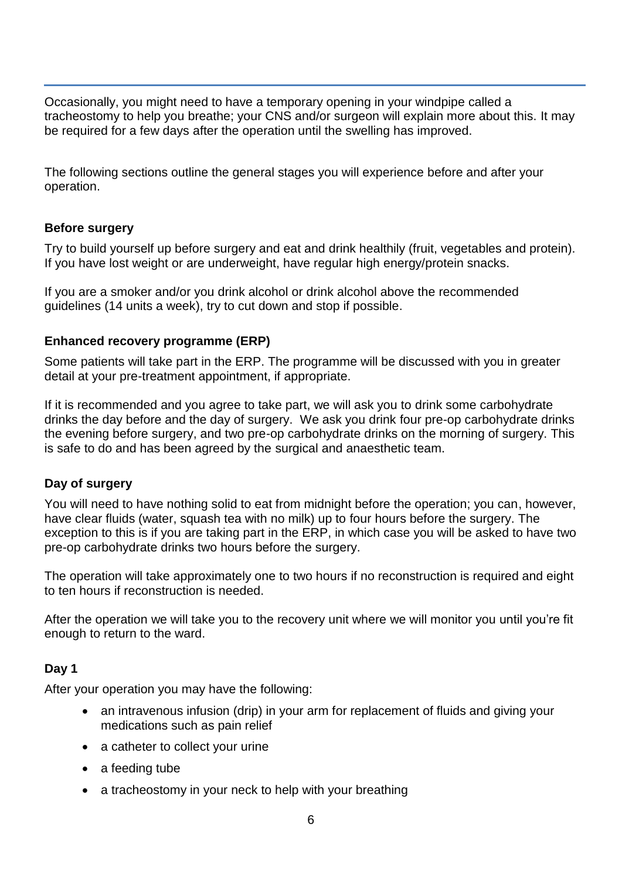Occasionally, you might need to have a temporary opening in your windpipe called a tracheostomy to help you breathe; your CNS and/or surgeon will explain more about this. It may be required for a few days after the operation until the swelling has improved.

The following sections outline the general stages you will experience before and after your operation.

**Before surgery**

Try to build yourself up before surgery and eat and drink healthily (fruit, vegetables and protein). If you have lost weight or are underweight, have regular high energy/protein snacks.

If you are a smoker and/or you drink alcohol or drink alcohol above the recommended guidelines (14 units a week), try to cut down and stop if possible.

**Enhanced recovery programme (ERP)**

Some patients will take part in the ERP. The programme will be discussed with you in greater detail at your pre-treatment appointment, if appropriate.

If it is recommended and you agree to take part, we will ask you to drink some carbohydrate drinks the day before and the day of surgery. We ask you drink four pre-op carbohydrate drinks the evening before surgery, and two pre-op carbohydrate drinks on the morning of surgery. This is safe to do and has been agreed by the surgical and anaesthetic team.

**Day of surgery**

You will need to have nothing solid to eat from midnight before the operation; you can, however, have clear fluids (water, squash tea with no milk) up to four hours before the surgery. The exception to this is if you are taking part in the ERP, in which case you will be asked to have two pre-op carbohydrate drinks two hours before the surgery.

The operation will take approximately one to two hours if no reconstruction is required and eight to ten hours if reconstruction is needed.

After the operation we will take you to the recovery unit where we will monitor you until you're fit enough to return to the ward.

**Day 1**

After your operation you may have the following:

- an intravenous infusion (drip) in your arm for replacement of fluids and giving your medications such as pain relief
- a catheter to collect your urine
- a feeding tube
- a tracheostomy in your neck to help with your breathing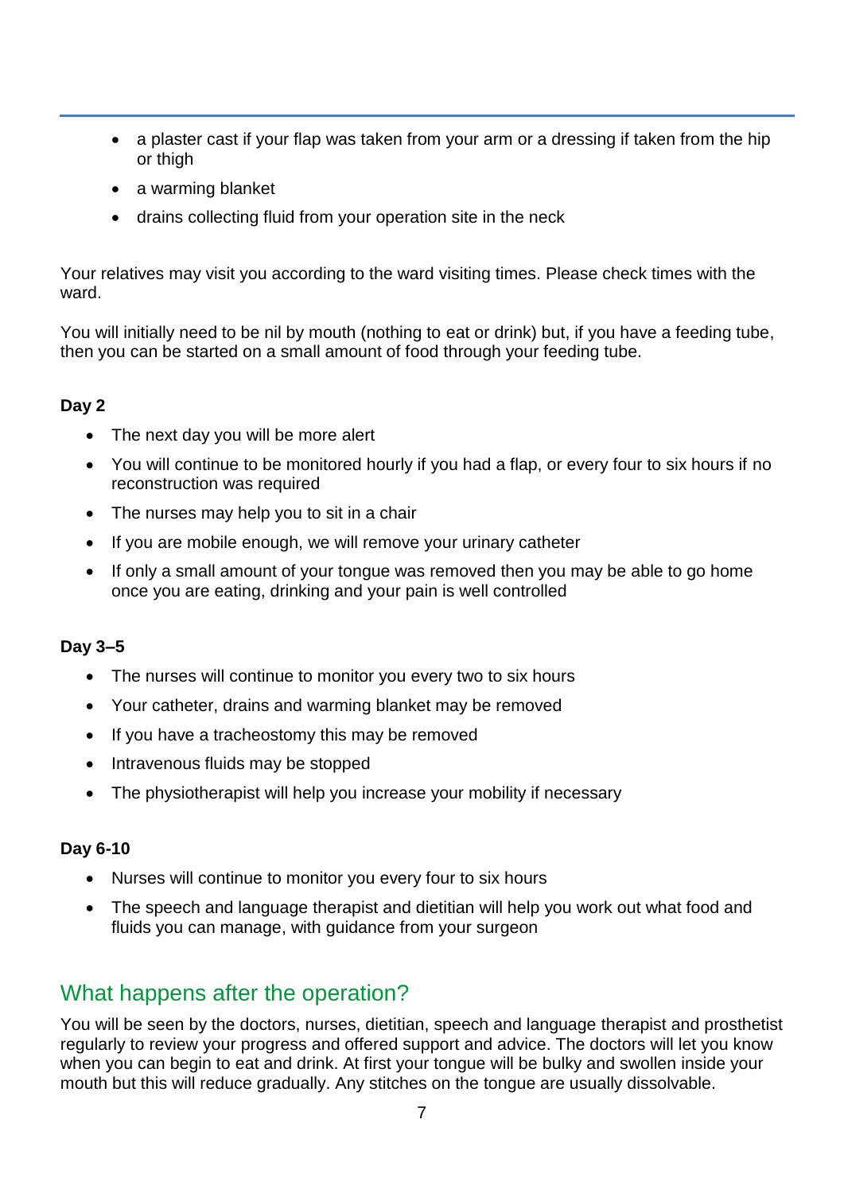- a plaster cast if your flap was taken from your arm or a dressing if taken from the hip or thigh
- a warming blanket
- drains collecting fluid from your operation site in the neck

Your relatives may visit you according to the ward visiting times. Please check times with the ward.

You will initially need to be nil by mouth (nothing to eat or drink) but, if you have a feeding tube, then you can be started on a small amount of food through your feeding tube.

**Day 2**

- The next day you will be more alert
- You will continue to be monitored hourly if you had a flap, or every four to six hours if no reconstruction was required
- The nurses may help you to sit in a chair
- If you are mobile enough, we will remove your urinary catheter
- If only a small amount of your tongue was removed then you may be able to go home once you are eating, drinking and your pain is well controlled

**Day 3–5**

- The nurses will continue to monitor you every two to six hours
- Your catheter, drains and warming blanket may be removed
- If you have a tracheostomy this may be removed
- Intravenous fluids may be stopped
- The physiotherapist will help you increase your mobility if necessary

**Day 6-10**

- Nurses will continue to monitor you every four to six hours
- The speech and language therapist and dietitian will help you work out what food and fluids you can manage, with guidance from your surgeon

## What happens after the operation?

You will be seen by the doctors, nurses, dietitian, speech and language therapist and prosthetist regularly to review your progress and offered support and advice. The doctors will let you know when you can begin to eat and drink. At first your tongue will be bulky and swollen inside your mouth but this will reduce gradually. Any stitches on the tongue are usually dissolvable.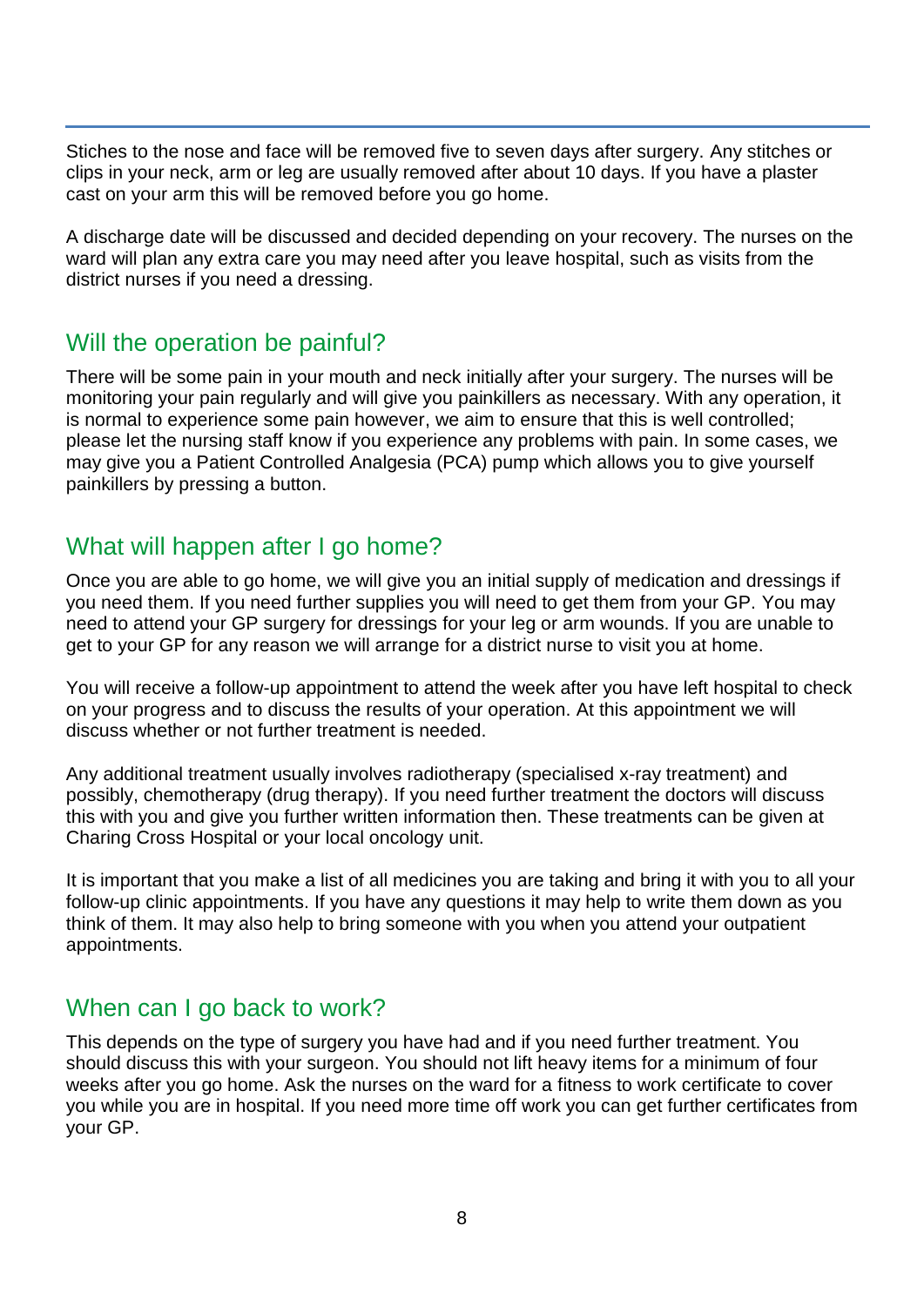Stiches to the nose and face will be removed five to seven days after surgery. Any stitches or clips in your neck, arm or leg are usually removed after about 10 days. If you have a plaster cast on your arm this will be removed before you go home.

A discharge date will be discussed and decided depending on your recovery. The nurses on the ward will plan any extra care you may need after you leave hospital, such as visits from the district nurses if you need a dressing.

## Will the operation be painful?

There will be some pain in your mouth and neck initially after your surgery. The nurses will be monitoring your pain regularly and will give you painkillers as necessary. With any operation, it is normal to experience some pain however, we aim to ensure that this is well controlled; please let the nursing staff know if you experience any problems with pain. In some cases, we may give you a Patient Controlled Analgesia (PCA) pump which allows you to give yourself painkillers by pressing a button.

## What will happen after I go home?

Once you are able to go home, we will give you an initial supply of medication and dressings if you need them. If you need further supplies you will need to get them from your GP. You may need to attend your GP surgery for dressings for your leg or arm wounds. If you are unable to get to your GP for any reason we will arrange for a district nurse to visit you at home.

You will receive a follow-up appointment to attend the week after you have left hospital to check on your progress and to discuss the results of your operation. At this appointment we will discuss whether or not further treatment is needed.

Any additional treatment usually involves radiotherapy (specialised x-ray treatment) and possibly, chemotherapy (drug therapy). If you need further treatment the doctors will discuss this with you and give you further written information then. These treatments can be given at Charing Cross Hospital or your local oncology unit.

It is important that you make a list of all medicines you are taking and bring it with you to all your follow-up clinic appointments. If you have any questions it may help to write them down as you think of them. It may also help to bring someone with you when you attend your outpatient appointments.

## When can I go back to work?

This depends on the type of surgery you have had and if you need further treatment. You should discuss this with your surgeon. You should not lift heavy items for a minimum of four weeks after you go home. Ask the nurses on the ward for a fitness to work certificate to cover you while you are in hospital. If you need more time off work you can get further certificates from your GP.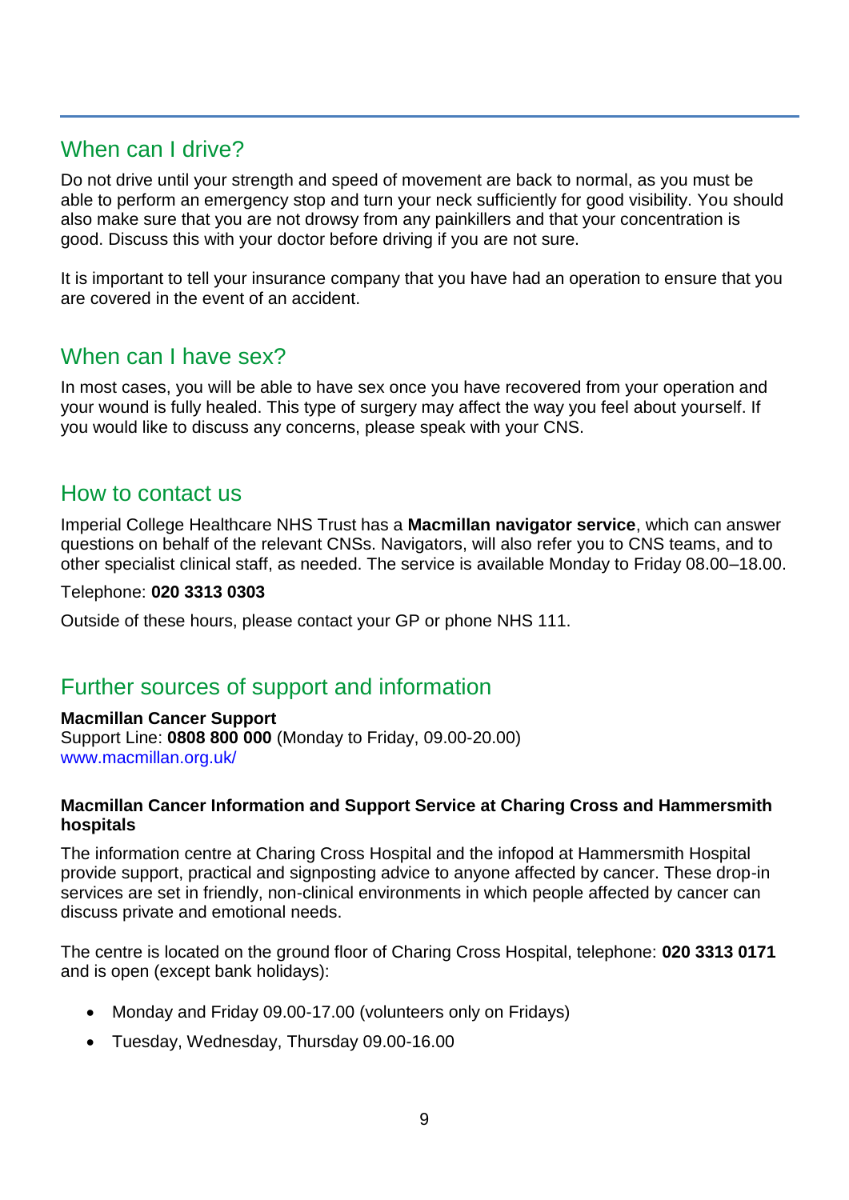## When can I drive?

Do not drive until your strength and speed of movement are back to normal, as you must be able to perform an emergency stop and turn your neck sufficiently for good visibility. You should also make sure that you are not drowsy from any painkillers and that your concentration is good. Discuss this with your doctor before driving if you are not sure.

It is important to tell your insurance company that you have had an operation to ensure that you are covered in the event of an accident.

## When can I have sex?

In most cases, you will be able to have sex once you have recovered from your operation and your wound is fully healed. This type of surgery may affect the way you feel about yourself. If you would like to discuss any concerns, please speak with your CNS.

## How to contact us

Imperial College Healthcare NHS Trust has a **Macmillan navigator service**, which can answer questions on behalf of the relevant CNSs. Navigators, will also refer you to CNS teams, and to other specialist clinical staff, as needed. The service is available Monday to Friday 08.00–18.00.

Telephone: **020 3313 0303**

Outside of these hours, please contact your GP or phone NHS 111.

## Further sources of support and information

**Macmillan Cancer Support**
Support Line: **0808 800 000** (Monday to Friday, 09.00-20.00)
www.macmillan.org.uk/

**Macmillan Cancer Information and Support Service at Charing Cross and Hammersmith hospitals**

The information centre at Charing Cross Hospital and the infopod at Hammersmith Hospital provide support, practical and signposting advice to anyone affected by cancer. These drop-in services are set in friendly, non-clinical environments in which people affected by cancer can discuss private and emotional needs.

The centre is located on the ground floor of Charing Cross Hospital, telephone: **020 3313 0171** and is open (except bank holidays):

- Monday and Friday 09.00-17.00 (volunteers only on Fridays)
- Tuesday, Wednesday, Thursday 09.00-16.00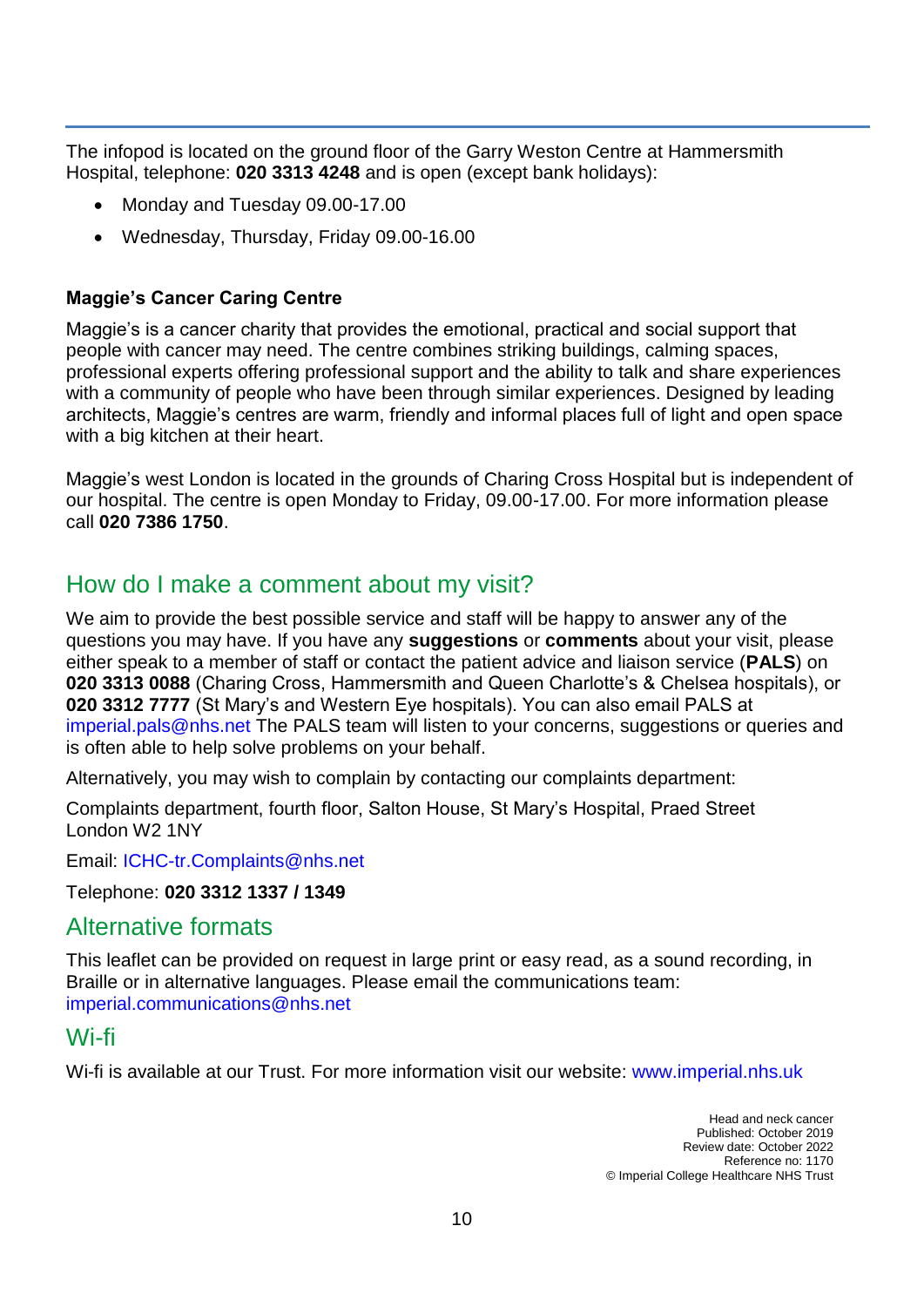The infopod is located on the ground floor of the Garry Weston Centre at Hammersmith Hospital, telephone: **020 3313 4248** and is open (except bank holidays):

- Monday and Tuesday 09.00-17.00
- Wednesday, Thursday, Friday 09.00-16.00

**Maggie's Cancer Caring Centre**

Maggie's is a cancer charity that provides the emotional, practical and social support that people with cancer may need. The centre combines striking buildings, calming spaces, professional experts offering professional support and the ability to talk and share experiences with a community of people who have been through similar experiences. Designed by leading architects, Maggie's centres are warm, friendly and informal places full of light and open space with a big kitchen at their heart.

Maggie's west London is located in the grounds of Charing Cross Hospital but is independent of our hospital. The centre is open Monday to Friday, 09.00-17.00. For more information please call **020 7386 1750**.

## How do I make a comment about my visit?

We aim to provide the best possible service and staff will be happy to answer any of the questions you may have. If you have any **suggestions** or **comments** about your visit, please either speak to a member of staff or contact the patient advice and liaison service (**PALS**) on **020 3313 0088** (Charing Cross, Hammersmith and Queen Charlotte's & Chelsea hospitals), or **020 3312 7777** (St Mary's and Western Eye hospitals). You can also email PALS at imperial.pals@nhs.net The PALS team will listen to your concerns, suggestions or queries and is often able to help solve problems on your behalf.

Alternatively, you may wish to complain by contacting our complaints department:

Complaints department, fourth floor, Salton House, St Mary's Hospital, Praed Street London W2 1NY

Email: ICHC-tr.Complaints@nhs.net

Telephone: **020 3312 1337 / 1349**

## Alternative formats

This leaflet can be provided on request in large print or easy read, as a sound recording, in Braille or in alternative languages. Please email the communications team: imperial.communications@nhs.net

## Wi-fi

Wi-fi is available at our Trust. For more information visit our website: www.imperial.nhs.uk

Head and neck cancer
Published: October 2019
Review date: October 2022
Reference no: 1170
© Imperial College Healthcare NHS Trust